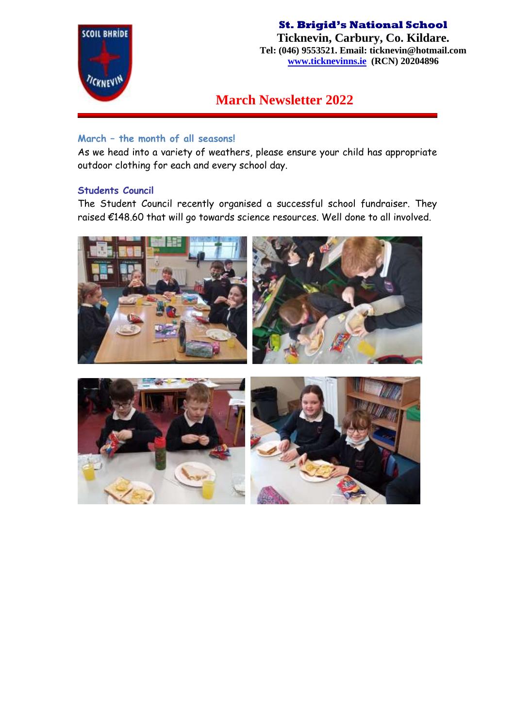**St. Brigid's National School**
**Ticknevin, Carbury, Co. Kildare.**
**Tel: (046) 9553521. Email: ticknevin@hotmail.com**
**www.ticknevinns.ie (RCN) 20204896**

# March Newsletter 2022

### March – the month of all seasons!

As we head into a variety of weathers, please ensure your child has appropriate outdoor clothing for each and every school day.

### Students Council

The Student Council recently organised a successful school fundraiser. They raised €148.60 that will go towards science resources. Well done to all involved.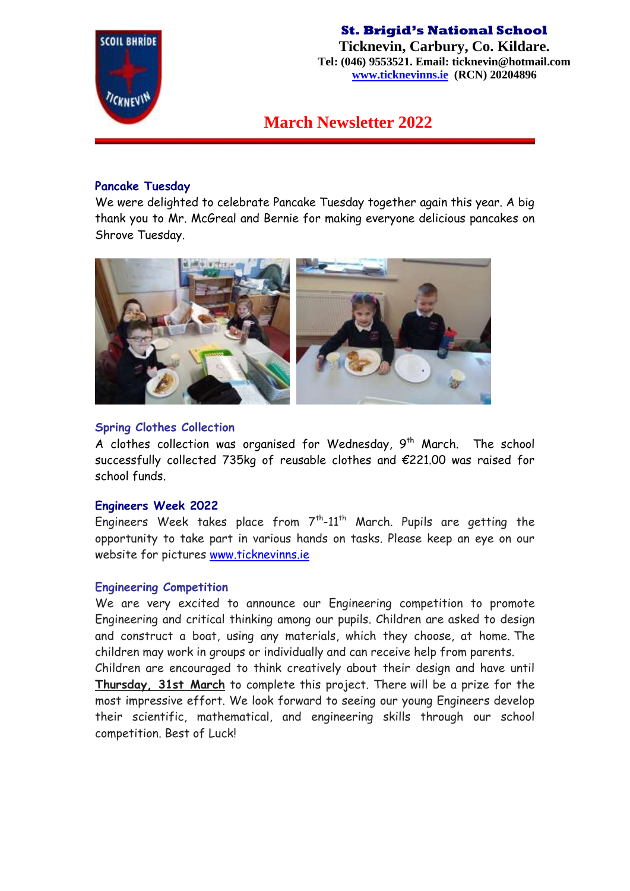**St. Brigid's National School**
**Ticknevin, Carbury, Co. Kildare.**
**Tel: (046) 9553521. Email: ticknevin@hotmail.com**
**www.ticknevinns.ie (RCN) 20204896**

# March Newsletter 2022

## Pancake Tuesday

We were delighted to celebrate Pancake Tuesday together again this year. A big thank you to Mr. McGreal and Bernie for making everyone delicious pancakes on Shrove Tuesday.

## Spring Clothes Collection

A clothes collection was organised for Wednesday, 9th March. The school successfully collected 735kg of reusable clothes and €221.00 was raised for school funds.

## Engineers Week 2022

Engineers Week takes place from 7th-11th March. Pupils are getting the opportunity to take part in various hands on tasks. Please keep an eye on our website for pictures www.ticknevinns.ie

## Engineering Competition

We are very excited to announce our Engineering competition to promote Engineering and critical thinking among our pupils. Children are asked to design and construct a boat, using any materials, which they choose, at home. The children may work in groups or individually and can receive help from parents.

Children are encouraged to think creatively about their design and have until **Thursday, 31st March** to complete this project. There will be a prize for the most impressive effort. We look forward to seeing our young Engineers develop their scientific, mathematical, and engineering skills through our school competition. Best of Luck!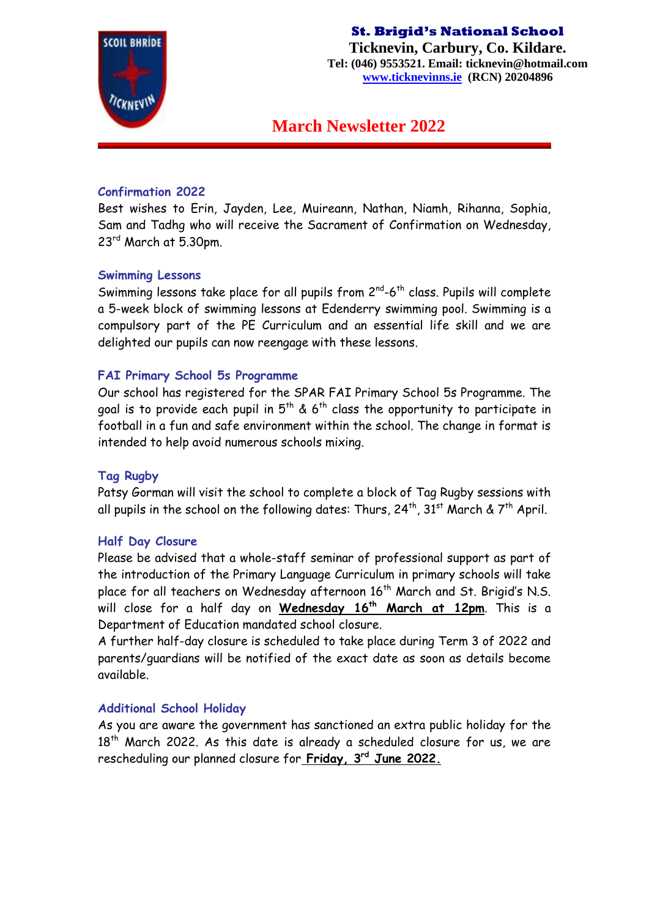**St. Brigid's National School**
**Ticknevin, Carbury, Co. Kildare.**
**Tel: (046) 9553521. Email: ticknevin@hotmail.com**
**www.ticknevinns.ie (RCN) 20204896**

# March Newsletter 2022

### Confirmation 2022

Best wishes to Erin, Jayden, Lee, Muireann, Nathan, Niamh, Rihanna, Sophia, Sam and Tadhg who will receive the Sacrament of Confirmation on Wednesday, 23rd March at 5.30pm.

### Swimming Lessons

Swimming lessons take place for all pupils from 2nd-6th class. Pupils will complete a 5-week block of swimming lessons at Edenderry swimming pool. Swimming is a compulsory part of the PE Curriculum and an essential life skill and we are delighted our pupils can now reengage with these lessons.

### FAI Primary School 5s Programme

Our school has registered for the SPAR FAI Primary School 5s Programme. The goal is to provide each pupil in 5th & 6th class the opportunity to participate in football in a fun and safe environment within the school. The change in format is intended to help avoid numerous schools mixing.

### Tag Rugby

Patsy Gorman will visit the school to complete a block of Tag Rugby sessions with all pupils in the school on the following dates: Thurs, 24th, 31st March & 7th April.

### Half Day Closure

Please be advised that a whole-staff seminar of professional support as part of the introduction of the Primary Language Curriculum in primary schools will take place for all teachers on Wednesday afternoon 16th March and St. Brigid's N.S. will close for a half day on **Wednesday 16th March at 12pm**. This is a Department of Education mandated school closure.

A further half-day closure is scheduled to take place during Term 3 of 2022 and parents/guardians will be notified of the exact date as soon as details become available.

### Additional School Holiday

As you are aware the government has sanctioned an extra public holiday for the 18th March 2022. As this date is already a scheduled closure for us, we are rescheduling our planned closure for **Friday, 3rd June 2022.**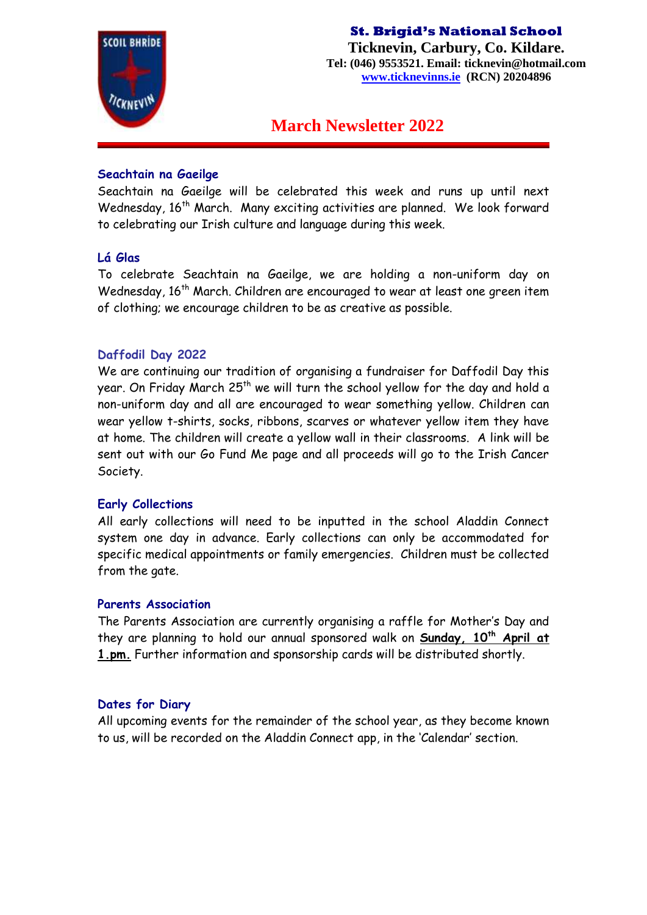**St. Brigid's National School**
**Ticknevin, Carbury, Co. Kildare.**
**Tel: (046) 9553521. Email: ticknevin@hotmail.com**
**[www.ticknevinns.ie](http://www.ticknevinns.ie) (RCN) 20204896**

# March Newsletter 2022

## Seachtain na Gaeilge

Seachtain na Gaeilge will be celebrated this week and runs up until next Wednesday, 16th March. Many exciting activities are planned. We look forward to celebrating our Irish culture and language during this week.

## Lá Glas

To celebrate Seachtain na Gaeilge, we are holding a non-uniform day on Wednesday, 16th March. Children are encouraged to wear at least one green item of clothing; we encourage children to be as creative as possible.

## Daffodil Day 2022

We are continuing our tradition of organising a fundraiser for Daffodil Day this year. On Friday March 25th we will turn the school yellow for the day and hold a non-uniform day and all are encouraged to wear something yellow. Children can wear yellow t-shirts, socks, ribbons, scarves or whatever yellow item they have at home. The children will create a yellow wall in their classrooms. A link will be sent out with our Go Fund Me page and all proceeds will go to the Irish Cancer Society.

## Early Collections

All early collections will need to be inputted in the school Aladdin Connect system one day in advance. Early collections can only be accommodated for specific medical appointments or family emergencies. Children must be collected from the gate.

## Parents Association

The Parents Association are currently organising a raffle for Mother's Day and they are planning to hold our annual sponsored walk on **Sunday, 10th April at 1.pm.** Further information and sponsorship cards will be distributed shortly.

## Dates for Diary

All upcoming events for the remainder of the school year, as they become known to us, will be recorded on the Aladdin Connect app, in the 'Calendar' section.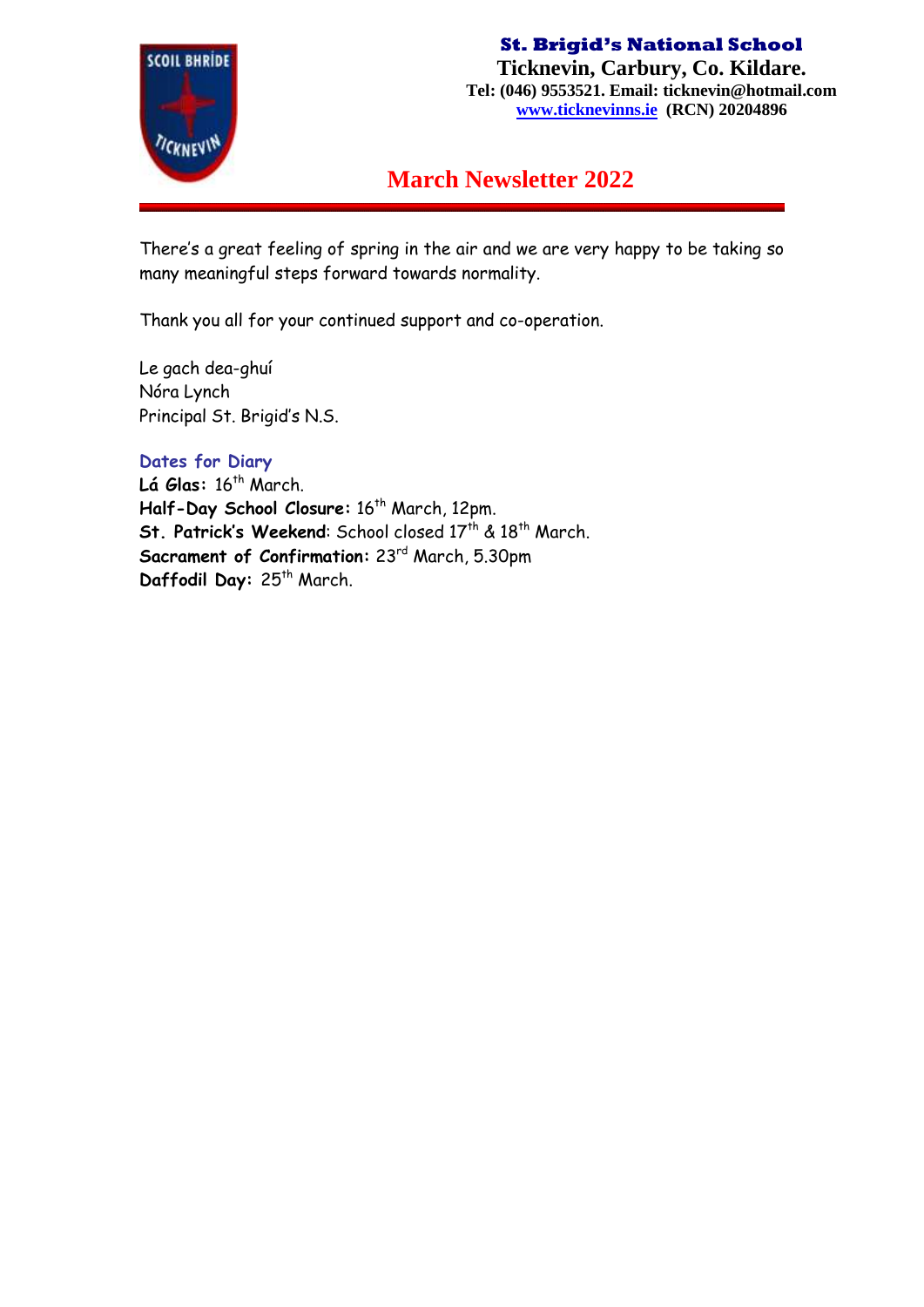**St. Brigid's National School**
**Ticknevin, Carbury, Co. Kildare.**
**Tel: (046) 9553521. Email: ticknevin@hotmail.com**
**www.ticknevinns.ie (RCN) 20204896**

# March Newsletter 2022

There's a great feeling of spring in the air and we are very happy to be taking so many meaningful steps forward towards normality.

Thank you all for your continued support and co-operation.

Le gach dea-ghuí
Nóra Lynch
Principal St. Brigid's N.S.

### Dates for Diary

**Lá Glas:** 16th March.
**Half-Day School Closure:** 16th March, 12pm.
**St. Patrick's Weekend**: School closed 17th & 18th March.
**Sacrament of Confirmation:** 23rd March, 5.30pm
**Daffodil Day:** 25th March.